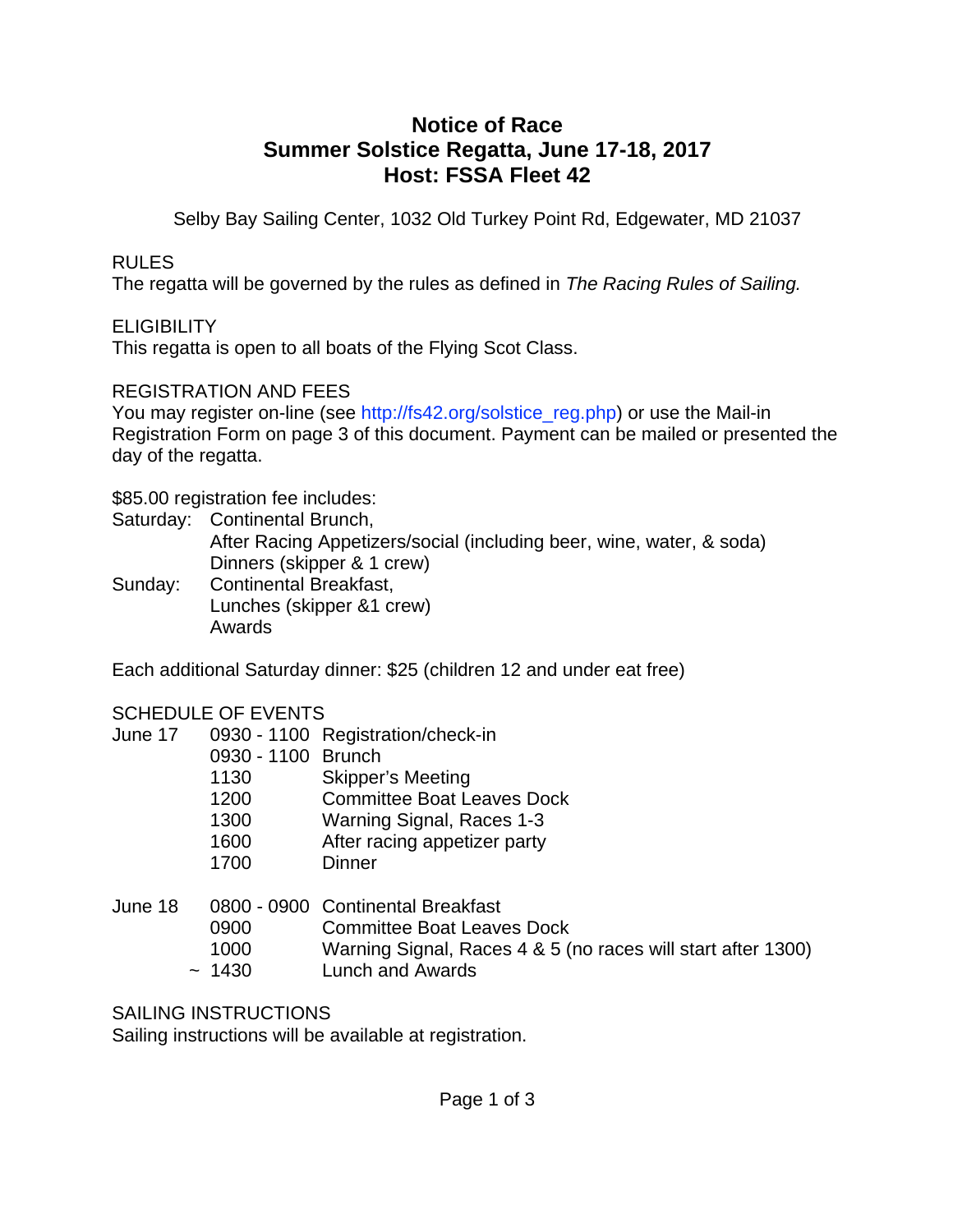# Notice of Race
# Summer Solstice Regatta, June 17-18, 2017
# Host: FSSA Fleet 42

Selby Bay Sailing Center, 1032 Old Turkey Point Rd, Edgewater, MD 21037

RULES

The regatta will be governed by the rules as defined in *The Racing Rules of Sailing.*

ELIGIBILITY

This regatta is open to all boats of the Flying Scot Class.

REGISTRATION AND FEES

You may register on-line (see http://fs42.org/solstice_reg.php) or use the Mail-in Registration Form on page 3 of this document. Payment can be mailed or presented the day of the regatta.

$85.00 registration fee includes:

| | |
|---|---|
| Saturday: | Continental Brunch, |
| | After Racing Appetizers/social (including beer, wine, water, & soda) |
| | Dinners (skipper & 1 crew) |
| Sunday: | Continental Breakfast, |
| | Lunches (skipper &1 crew) |
| | Awards |

Each additional Saturday dinner: $25 (children 12 and under eat free)

SCHEDULE OF EVENTS

| | | |
|---|---|---|
| June 17 | 0930 - 1100 | Registration/check-in |
| | 0930 - 1100 | Brunch |
| | 1130 | Skipper's Meeting |
| | 1200 | Committee Boat Leaves Dock |
| | 1300 | Warning Signal, Races 1-3 |
| | 1600 | After racing appetizer party |
| | 1700 | Dinner |
| June 18 | 0800 - 0900 | Continental Breakfast |
| | 0900 | Committee Boat Leaves Dock |
| | 1000 | Warning Signal, Races 4 & 5 (no races will start after 1300) |
| | ~ 1430 | Lunch and Awards |

SAILING INSTRUCTIONS

Sailing instructions will be available at registration.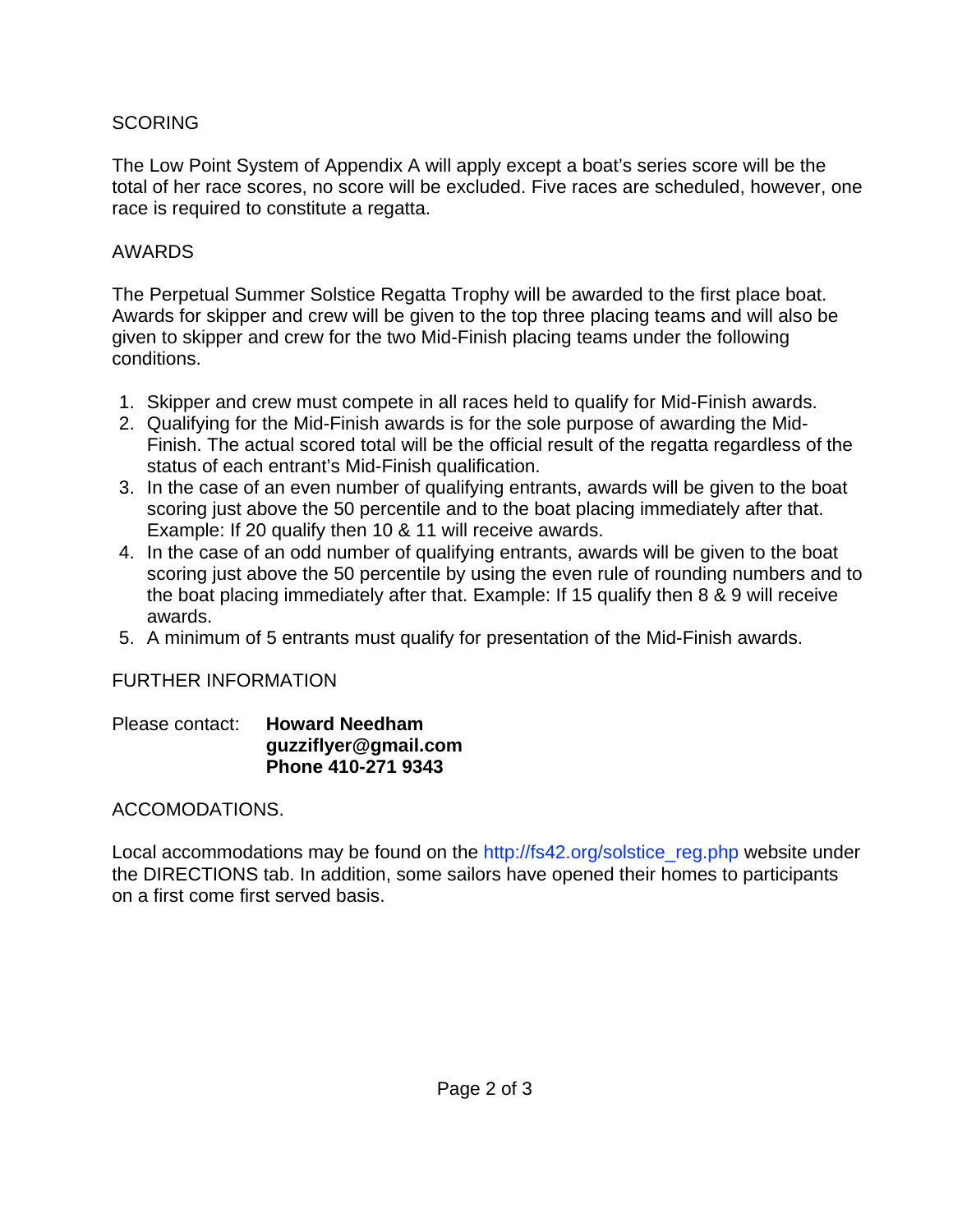## SCORING

The Low Point System of Appendix A will apply except a boat's series score will be the total of her race scores, no score will be excluded. Five races are scheduled, however, one race is required to constitute a regatta.

## AWARDS

The Perpetual Summer Solstice Regatta Trophy will be awarded to the first place boat. Awards for skipper and crew will be given to the top three placing teams and will also be given to skipper and crew for the two Mid-Finish placing teams under the following conditions.

1. Skipper and crew must compete in all races held to qualify for Mid-Finish awards.
2. Qualifying for the Mid-Finish awards is for the sole purpose of awarding the Mid-Finish. The actual scored total will be the official result of the regatta regardless of the status of each entrant's Mid-Finish qualification.
3. In the case of an even number of qualifying entrants, awards will be given to the boat scoring just above the 50 percentile and to the boat placing immediately after that. Example: If 20 qualify then 10 & 11 will receive awards.
4. In the case of an odd number of qualifying entrants, awards will be given to the boat scoring just above the 50 percentile by using the even rule of rounding numbers and to the boat placing immediately after that. Example: If 15 qualify then 8 & 9 will receive awards.
5. A minimum of 5 entrants must qualify for presentation of the Mid-Finish awards.

## FURTHER INFORMATION

Please contact: **Howard Needham**
**guzziflyer@gmail.com**
**Phone 410-271 9343**

## ACCOMODATIONS.

Local accommodations may be found on the http://fs42.org/solstice_reg.php website under the DIRECTIONS tab. In addition, some sailors have opened their homes to participants on a first come first served basis.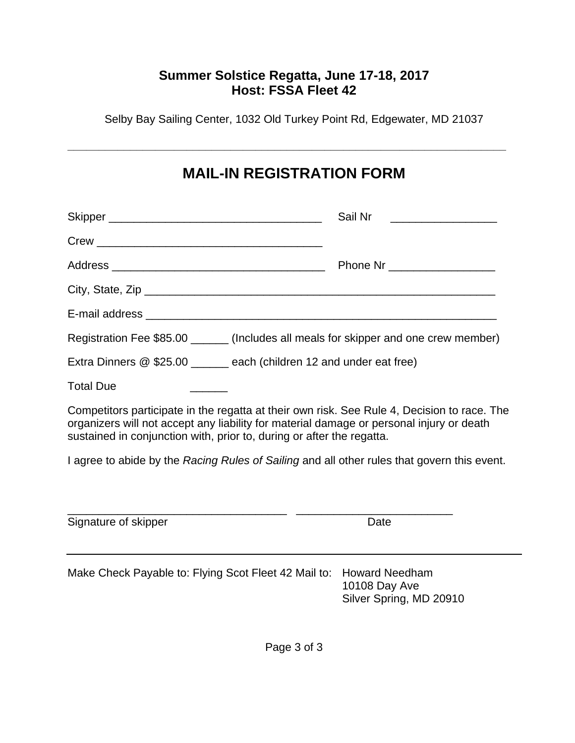**Summer Solstice Regatta, June 17-18, 2017**
**Host: FSSA Fleet 42**

Selby Bay Sailing Center, 1032 Old Turkey Point Rd, Edgewater, MD 21037

---

# MAIL-IN REGISTRATION FORM

Skipper ___________________________________ Sail Nr _________________

Crew _____________________________________

Address ___________________________________ Phone Nr _________________

City, State, Zip ___________________________________________________________

E-mail address ____________________________________________________________

Registration Fee $85.00 ______ (Includes all meals for skipper and one crew member)

Extra Dinners @ $25.00 ______ each (children 12 and under eat free)

Total Due ______

Competitors participate in the regatta at their own risk. See Rule 4, Decision to race. The organizers will not accept any liability for material damage or personal injury or death sustained in conjunction with, prior to, during or after the regatta.

I agree to abide by the *Racing Rules of Sailing* and all other rules that govern this event.

____________________________________ _________________________
Signature of skipper Date

---

Make Check Payable to: Flying Scot Fleet 42 Mail to: Howard Needham
10108 Day Ave
Silver Spring, MD 20910